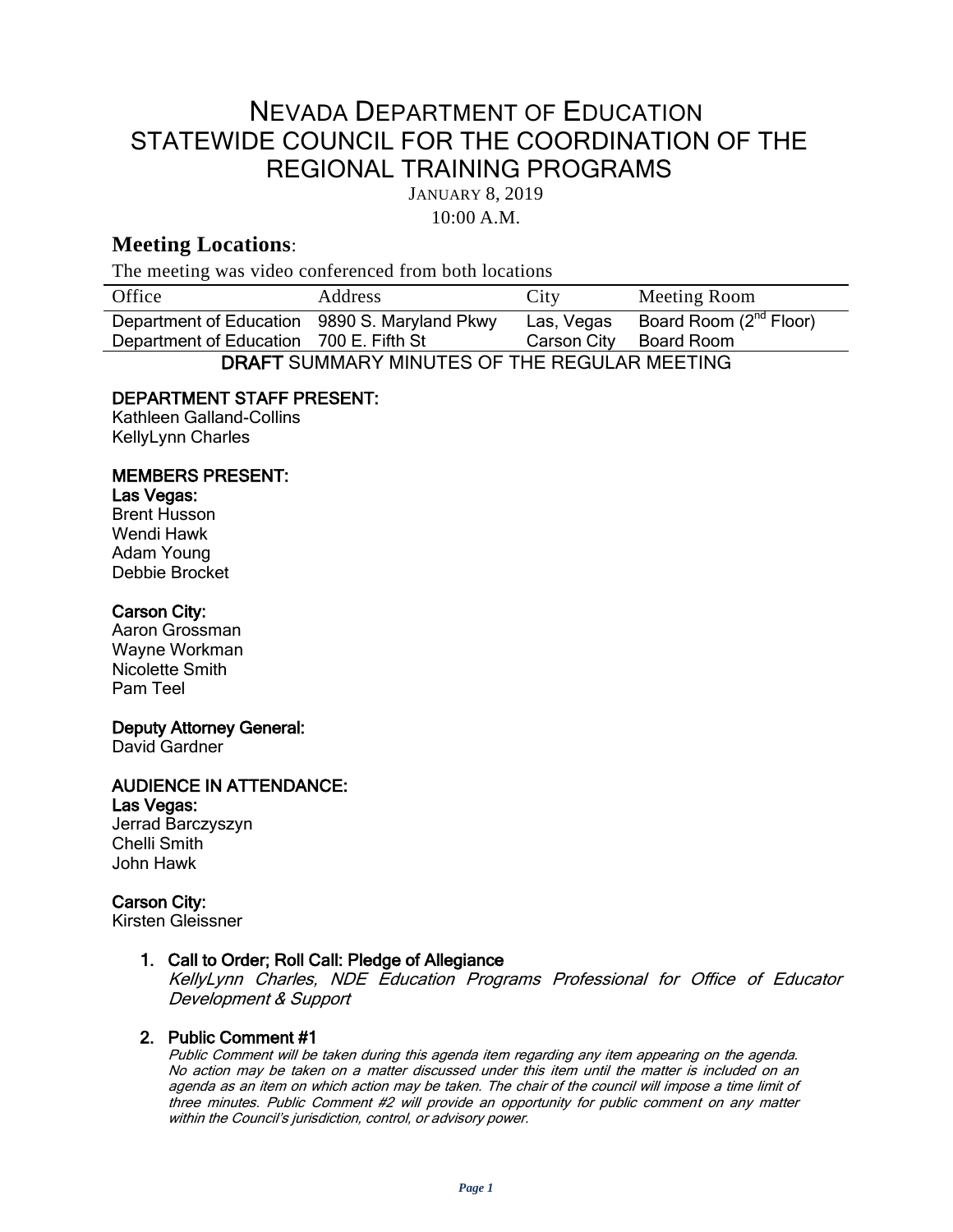# NEVADA DEPARTMENT OF EDUCATION
# STATEWIDE COUNCIL FOR THE COORDINATION OF THE REGIONAL TRAINING PROGRAMS

JANUARY 8, 2019

10:00 A.M.

## Meeting Locations:

The meeting was video conferenced from both locations

| Office | Address | City | Meeting Room |
|---|---|---|---|
| Department of Education | 9890 S. Maryland Pkwy | Las, Vegas | Board Room (2nd Floor) |
| Department of Education | 700 E. Fifth St | Carson City | Board Room |

**DRAFT** SUMMARY MINUTES OF THE REGULAR MEETING

**DEPARTMENT STAFF PRESENT:**

Kathleen Galland-Collins
KellyLynn Charles

**MEMBERS PRESENT:**

**Las Vegas:**

Brent Husson
Wendi Hawk
Adam Young
Debbie Brocket

**Carson City:**

Aaron Grossman
Wayne Workman
Nicolette Smith
Pam Teel

**Deputy Attorney General:**

David Gardner

**AUDIENCE IN ATTENDANCE:**

**Las Vegas:**

Jerrad Barczyszyn
Chelli Smith
John Hawk

**Carson City:**

Kirsten Gleissner

1. **Call to Order; Roll Call: Pledge of Allegiance**

   *KellyLynn Charles, NDE Education Programs Professional for Office of Educator Development & Support*

2. **Public Comment #1**

   *Public Comment will be taken during this agenda item regarding any item appearing on the agenda. No action may be taken on a matter discussed under this item until the matter is included on an agenda as an item on which action may be taken. The chair of the council will impose a time limit of three minutes. Public Comment #2 will provide an opportunity for public comment on any matter within the Council's jurisdiction, control, or advisory power.*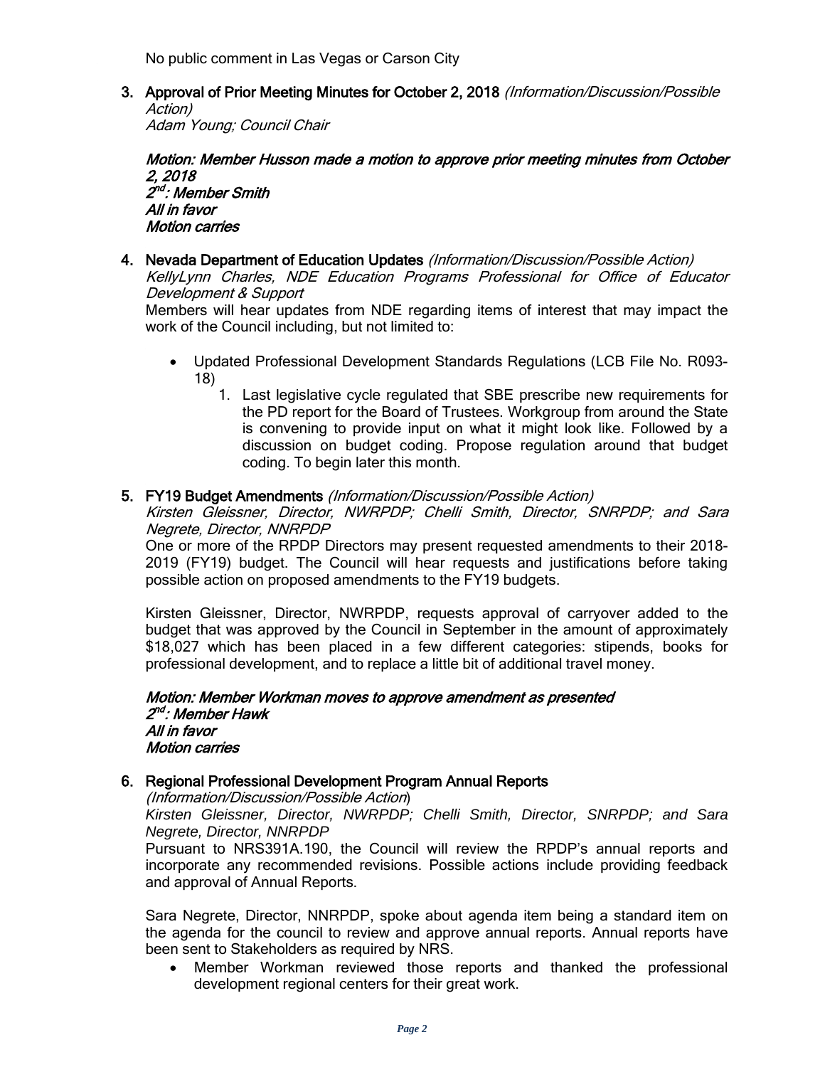No public comment in Las Vegas or Carson City

3. **Approval of Prior Meeting Minutes for October 2, 2018** *(Information/Discussion/Possible Action)*
   *Adam Young; Council Chair*

   ***Motion: Member Husson made a motion to approve prior meeting minutes from October 2, 2018***
   ***2nd: Member Smith***
   ***All in favor***
   ***Motion carries***

4. **Nevada Department of Education Updates** *(Information/Discussion/Possible Action)*
   *KellyLynn Charles, NDE Education Programs Professional for Office of Educator Development & Support*
   Members will hear updates from NDE regarding items of interest that may impact the work of the Council including, but not limited to:

   - Updated Professional Development Standards Regulations (LCB File No. R093-18)
     1. Last legislative cycle regulated that SBE prescribe new requirements for the PD report for the Board of Trustees. Workgroup from around the State is convening to provide input on what it might look like. Followed by a discussion on budget coding. Propose regulation around that budget coding. To begin later this month.

5. **FY19 Budget Amendments** *(Information/Discussion/Possible Action)*
   *Kirsten Gleissner, Director, NWRPDP; Chelli Smith, Director, SNRPDP; and Sara Negrete, Director, NNRPDP*
   One or more of the RPDP Directors may present requested amendments to their 2018-2019 (FY19) budget. The Council will hear requests and justifications before taking possible action on proposed amendments to the FY19 budgets.

   Kirsten Gleissner, Director, NWRPDP, requests approval of carryover added to the budget that was approved by the Council in September in the amount of approximately $18,027 which has been placed in a few different categories: stipends, books for professional development, and to replace a little bit of additional travel money.

   ***Motion: Member Workman moves to approve amendment as presented***
   ***2nd: Member Hawk***
   ***All in favor***
   ***Motion carries***

6. **Regional Professional Development Program Annual Reports**
   *(Information/Discussion/Possible Action)*
   *Kirsten Gleissner, Director, NWRPDP; Chelli Smith, Director, SNRPDP; and Sara Negrete, Director, NNRPDP*
   Pursuant to NRS391A.190, the Council will review the RPDP's annual reports and incorporate any recommended revisions. Possible actions include providing feedback and approval of Annual Reports.

   Sara Negrete, Director, NNRPDP, spoke about agenda item being a standard item on the agenda for the council to review and approve annual reports. Annual reports have been sent to Stakeholders as required by NRS.

   - Member Workman reviewed those reports and thanked the professional development regional centers for their great work.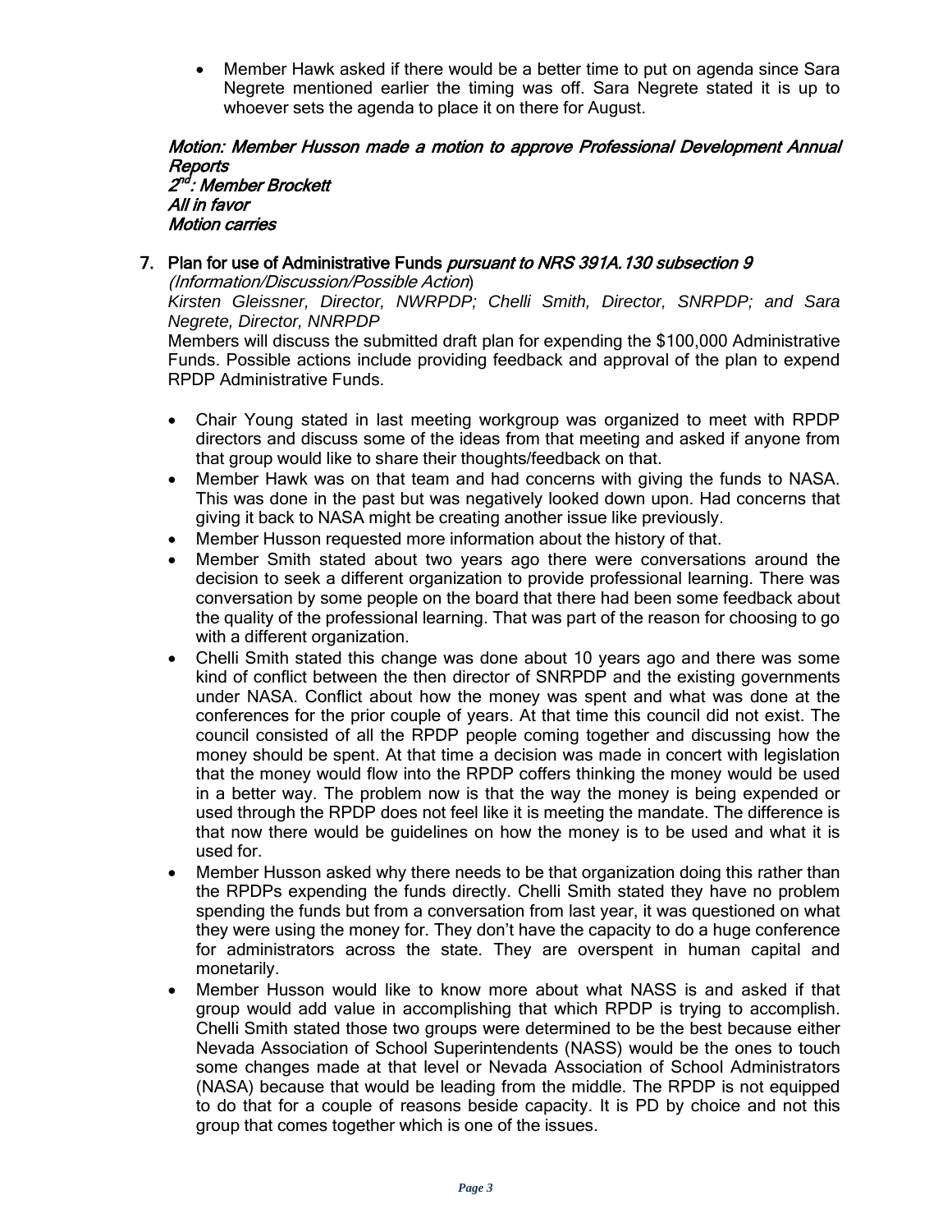- Member Hawk asked if there would be a better time to put on agenda since Sara Negrete mentioned earlier the timing was off. Sara Negrete stated it is up to whoever sets the agenda to place it on there for August.

***Motion: Member Husson made a motion to approve Professional Development Annual Reports***
***2nd: Member Brockett***
***All in favor***
***Motion carries***

7. Plan for use of Administrative Funds *pursuant to NRS 391A.130 subsection 9*
*(Information/Discussion/Possible Action)*
*Kirsten Gleissner, Director, NWRPDP; Chelli Smith, Director, SNRPDP; and Sara Negrete, Director, NNRPDP*
Members will discuss the submitted draft plan for expending the $100,000 Administrative Funds. Possible actions include providing feedback and approval of the plan to expend RPDP Administrative Funds.

- Chair Young stated in last meeting workgroup was organized to meet with RPDP directors and discuss some of the ideas from that meeting and asked if anyone from that group would like to share their thoughts/feedback on that.
- Member Hawk was on that team and had concerns with giving the funds to NASA. This was done in the past but was negatively looked down upon. Had concerns that giving it back to NASA might be creating another issue like previously.
- Member Husson requested more information about the history of that.
- Member Smith stated about two years ago there were conversations around the decision to seek a different organization to provide professional learning. There was conversation by some people on the board that there had been some feedback about the quality of the professional learning. That was part of the reason for choosing to go with a different organization.
- Chelli Smith stated this change was done about 10 years ago and there was some kind of conflict between the then director of SNRPDP and the existing governments under NASA. Conflict about how the money was spent and what was done at the conferences for the prior couple of years. At that time this council did not exist. The council consisted of all the RPDP people coming together and discussing how the money should be spent. At that time a decision was made in concert with legislation that the money would flow into the RPDP coffers thinking the money would be used in a better way. The problem now is that the way the money is being expended or used through the RPDP does not feel like it is meeting the mandate. The difference is that now there would be guidelines on how the money is to be used and what it is used for.
- Member Husson asked why there needs to be that organization doing this rather than the RPDPs expending the funds directly. Chelli Smith stated they have no problem spending the funds but from a conversation from last year, it was questioned on what they were using the money for. They don't have the capacity to do a huge conference for administrators across the state. They are overspent in human capital and monetarily.
- Member Husson would like to know more about what NASS is and asked if that group would add value in accomplishing that which RPDP is trying to accomplish. Chelli Smith stated those two groups were determined to be the best because either Nevada Association of School Superintendents (NASS) would be the ones to touch some changes made at that level or Nevada Association of School Administrators (NASA) because that would be leading from the middle. The RPDP is not equipped to do that for a couple of reasons beside capacity. It is PD by choice and not this group that comes together which is one of the issues.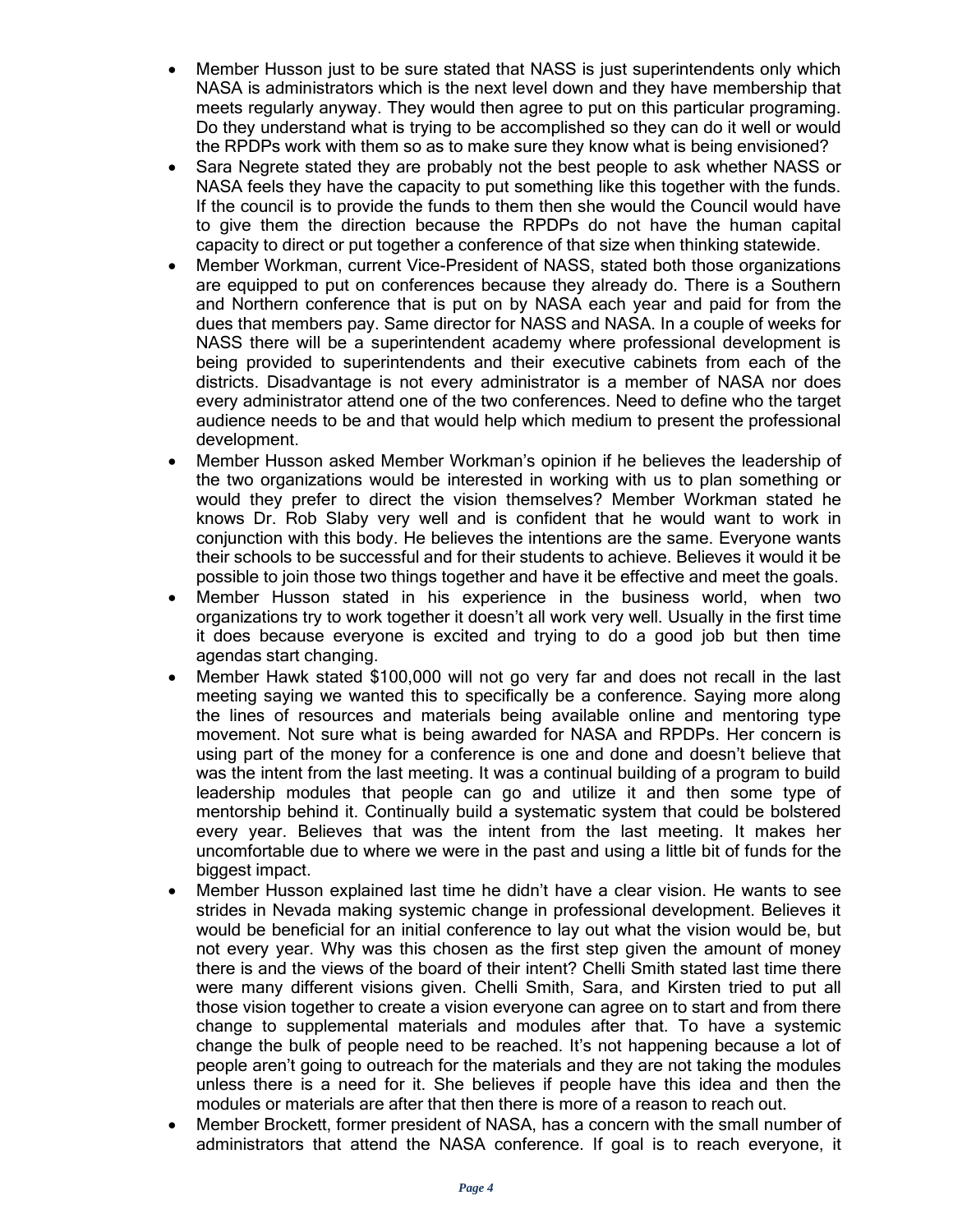- Member Husson just to be sure stated that NASS is just superintendents only which NASA is administrators which is the next level down and they have membership that meets regularly anyway. They would then agree to put on this particular programing. Do they understand what is trying to be accomplished so they can do it well or would the RPDPs work with them so as to make sure they know what is being envisioned?
- Sara Negrete stated they are probably not the best people to ask whether NASS or NASA feels they have the capacity to put something like this together with the funds. If the council is to provide the funds to them then she would the Council would have to give them the direction because the RPDPs do not have the human capital capacity to direct or put together a conference of that size when thinking statewide.
- Member Workman, current Vice-President of NASS, stated both those organizations are equipped to put on conferences because they already do. There is a Southern and Northern conference that is put on by NASA each year and paid for from the dues that members pay. Same director for NASS and NASA. In a couple of weeks for NASS there will be a superintendent academy where professional development is being provided to superintendents and their executive cabinets from each of the districts. Disadvantage is not every administrator is a member of NASA nor does every administrator attend one of the two conferences. Need to define who the target audience needs to be and that would help which medium to present the professional development.
- Member Husson asked Member Workman's opinion if he believes the leadership of the two organizations would be interested in working with us to plan something or would they prefer to direct the vision themselves? Member Workman stated he knows Dr. Rob Slaby very well and is confident that he would want to work in conjunction with this body. He believes the intentions are the same. Everyone wants their schools to be successful and for their students to achieve. Believes it would be possible to join those two things together and have it be effective and meet the goals.
- Member Husson stated in his experience in the business world, when two organizations try to work together it doesn't all work very well. Usually in the first time it does because everyone is excited and trying to do a good job but then time agendas start changing.
- Member Hawk stated $100,000 will not go very far and does not recall in the last meeting saying we wanted this to specifically be a conference. Saying more along the lines of resources and materials being available online and mentoring type movement. Not sure what is being awarded for NASA and RPDPs. Her concern is using part of the money for a conference is one and done and doesn't believe that was the intent from the last meeting. It was a continual building of a program to build leadership modules that people can go and utilize it and then some type of mentorship behind it. Continually build a systematic system that could be bolstered every year. Believes that was the intent from the last meeting. It makes her uncomfortable due to where we were in the past and using a little bit of funds for the biggest impact.
- Member Husson explained last time he didn't have a clear vision. He wants to see strides in Nevada making systemic change in professional development. Believes it would be beneficial for an initial conference to lay out what the vision would be, but not every year. Why was this chosen as the first step given the amount of money there is and the views of the board of their intent? Chelli Smith stated last time there were many different visions given. Chelli Smith, Sara, and Kirsten tried to put all those vision together to create a vision everyone can agree on to start and from there change to supplemental materials and modules after that. To have a systemic change the bulk of people need to be reached. It's not happening because a lot of people aren't going to outreach for the materials and they are not taking the modules unless there is a need for it. She believes if people have this idea and then the modules or materials are after that then there is more of a reason to reach out.
- Member Brockett, former president of NASA, has a concern with the small number of administrators that attend the NASA conference. If goal is to reach everyone, it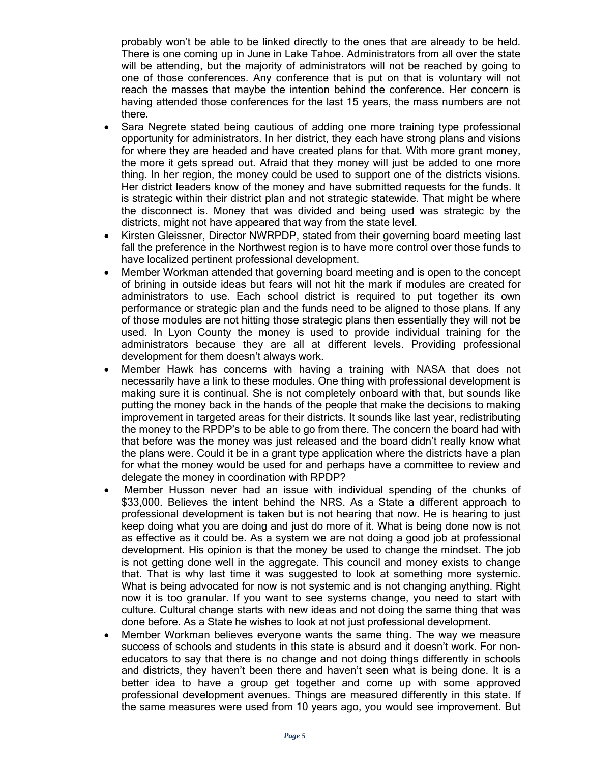probably won't be able to be linked directly to the ones that are already to be held. There is one coming up in June in Lake Tahoe. Administrators from all over the state will be attending, but the majority of administrators will not be reached by going to one of those conferences. Any conference that is put on that is voluntary will not reach the masses that maybe the intention behind the conference. Her concern is having attended those conferences for the last 15 years, the mass numbers are not there.

- Sara Negrete stated being cautious of adding one more training type professional opportunity for administrators. In her district, they each have strong plans and visions for where they are headed and have created plans for that. With more grant money, the more it gets spread out. Afraid that they money will just be added to one more thing. In her region, the money could be used to support one of the districts visions. Her district leaders know of the money and have submitted requests for the funds. It is strategic within their district plan and not strategic statewide. That might be where the disconnect is. Money that was divided and being used was strategic by the districts, might not have appeared that way from the state level.
- Kirsten Gleissner, Director NWRPDP, stated from their governing board meeting last fall the preference in the Northwest region is to have more control over those funds to have localized pertinent professional development.
- Member Workman attended that governing board meeting and is open to the concept of brining in outside ideas but fears will not hit the mark if modules are created for administrators to use. Each school district is required to put together its own performance or strategic plan and the funds need to be aligned to those plans. If any of those modules are not hitting those strategic plans then essentially they will not be used. In Lyon County the money is used to provide individual training for the administrators because they are all at different levels. Providing professional development for them doesn't always work.
- Member Hawk has concerns with having a training with NASA that does not necessarily have a link to these modules. One thing with professional development is making sure it is continual. She is not completely onboard with that, but sounds like putting the money back in the hands of the people that make the decisions to making improvement in targeted areas for their districts. It sounds like last year, redistributing the money to the RPDP's to be able to go from there. The concern the board had with that before was the money was just released and the board didn't really know what the plans were. Could it be in a grant type application where the districts have a plan for what the money would be used for and perhaps have a committee to review and delegate the money in coordination with RPDP?
- Member Husson never had an issue with individual spending of the chunks of $33,000. Believes the intent behind the NRS. As a State a different approach to professional development is taken but is not hearing that now. He is hearing to just keep doing what you are doing and just do more of it. What is being done now is not as effective as it could be. As a system we are not doing a good job at professional development. His opinion is that the money be used to change the mindset. The job is not getting done well in the aggregate. This council and money exists to change that. That is why last time it was suggested to look at something more systemic. What is being advocated for now is not systemic and is not changing anything. Right now it is too granular. If you want to see systems change, you need to start with culture. Cultural change starts with new ideas and not doing the same thing that was done before. As a State he wishes to look at not just professional development.
- Member Workman believes everyone wants the same thing. The way we measure success of schools and students in this state is absurd and it doesn't work. For non-educators to say that there is no change and not doing things differently in schools and districts, they haven't been there and haven't seen what is being done. It is a better idea to have a group get together and come up with some approved professional development avenues. Things are measured differently in this state. If the same measures were used from 10 years ago, you would see improvement. But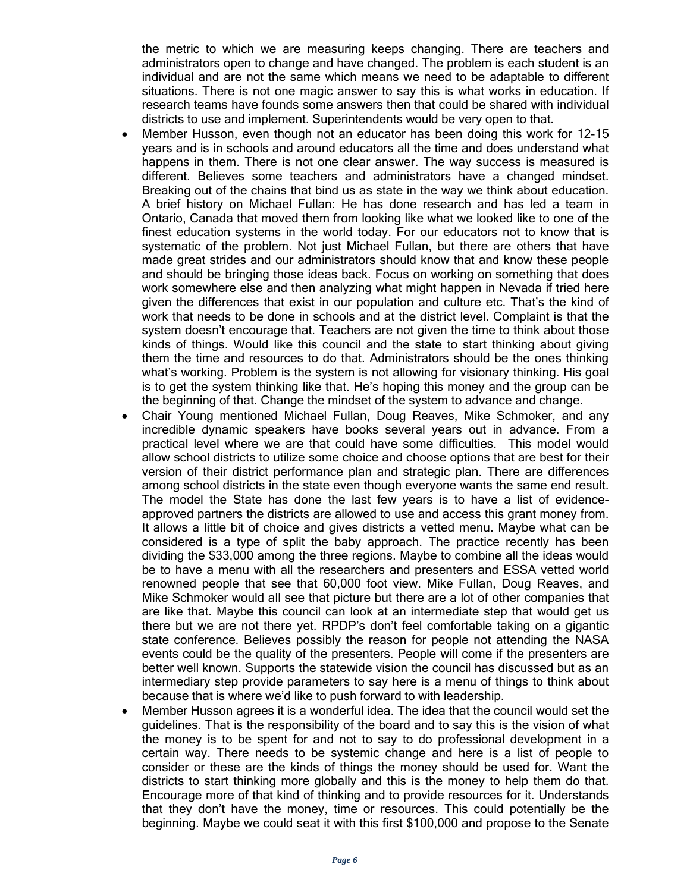the metric to which we are measuring keeps changing. There are teachers and administrators open to change and have changed. The problem is each student is an individual and are not the same which means we need to be adaptable to different situations. There is not one magic answer to say this is what works in education. If research teams have founds some answers then that could be shared with individual districts to use and implement. Superintendents would be very open to that.

- Member Husson, even though not an educator has been doing this work for 12-15 years and is in schools and around educators all the time and does understand what happens in them. There is not one clear answer. The way success is measured is different. Believes some teachers and administrators have a changed mindset. Breaking out of the chains that bind us as state in the way we think about education. A brief history on Michael Fullan: He has done research and has led a team in Ontario, Canada that moved them from looking like what we looked like to one of the finest education systems in the world today. For our educators not to know that is systematic of the problem. Not just Michael Fullan, but there are others that have made great strides and our administrators should know that and know these people and should be bringing those ideas back. Focus on working on something that does work somewhere else and then analyzing what might happen in Nevada if tried here given the differences that exist in our population and culture etc. That's the kind of work that needs to be done in schools and at the district level. Complaint is that the system doesn't encourage that. Teachers are not given the time to think about those kinds of things. Would like this council and the state to start thinking about giving them the time and resources to do that. Administrators should be the ones thinking what's working. Problem is the system is not allowing for visionary thinking. His goal is to get the system thinking like that. He's hoping this money and the group can be the beginning of that. Change the mindset of the system to advance and change.
- Chair Young mentioned Michael Fullan, Doug Reaves, Mike Schmoker, and any incredible dynamic speakers have books several years out in advance. From a practical level where we are that could have some difficulties. This model would allow school districts to utilize some choice and choose options that are best for their version of their district performance plan and strategic plan. There are differences among school districts in the state even though everyone wants the same end result. The model the State has done the last few years is to have a list of evidence-approved partners the districts are allowed to use and access this grant money from. It allows a little bit of choice and gives districts a vetted menu. Maybe what can be considered is a type of split the baby approach. The practice recently has been dividing the $33,000 among the three regions. Maybe to combine all the ideas would be to have a menu with all the researchers and presenters and ESSA vetted world renowned people that see that 60,000 foot view. Mike Fullan, Doug Reaves, and Mike Schmoker would all see that picture but there are a lot of other companies that are like that. Maybe this council can look at an intermediate step that would get us there but we are not there yet. RPDP's don't feel comfortable taking on a gigantic state conference. Believes possibly the reason for people not attending the NASA events could be the quality of the presenters. People will come if the presenters are better well known. Supports the statewide vision the council has discussed but as an intermediary step provide parameters to say here is a menu of things to think about because that is where we'd like to push forward to with leadership.
- Member Husson agrees it is a wonderful idea. The idea that the council would set the guidelines. That is the responsibility of the board and to say this is the vision of what the money is to be spent for and not to say to do professional development in a certain way. There needs to be systemic change and here is a list of people to consider or these are the kinds of things the money should be used for. Want the districts to start thinking more globally and this is the money to help them do that. Encourage more of that kind of thinking and to provide resources for it. Understands that they don't have the money, time or resources. This could potentially be the beginning. Maybe we could seat it with this first $100,000 and propose to the Senate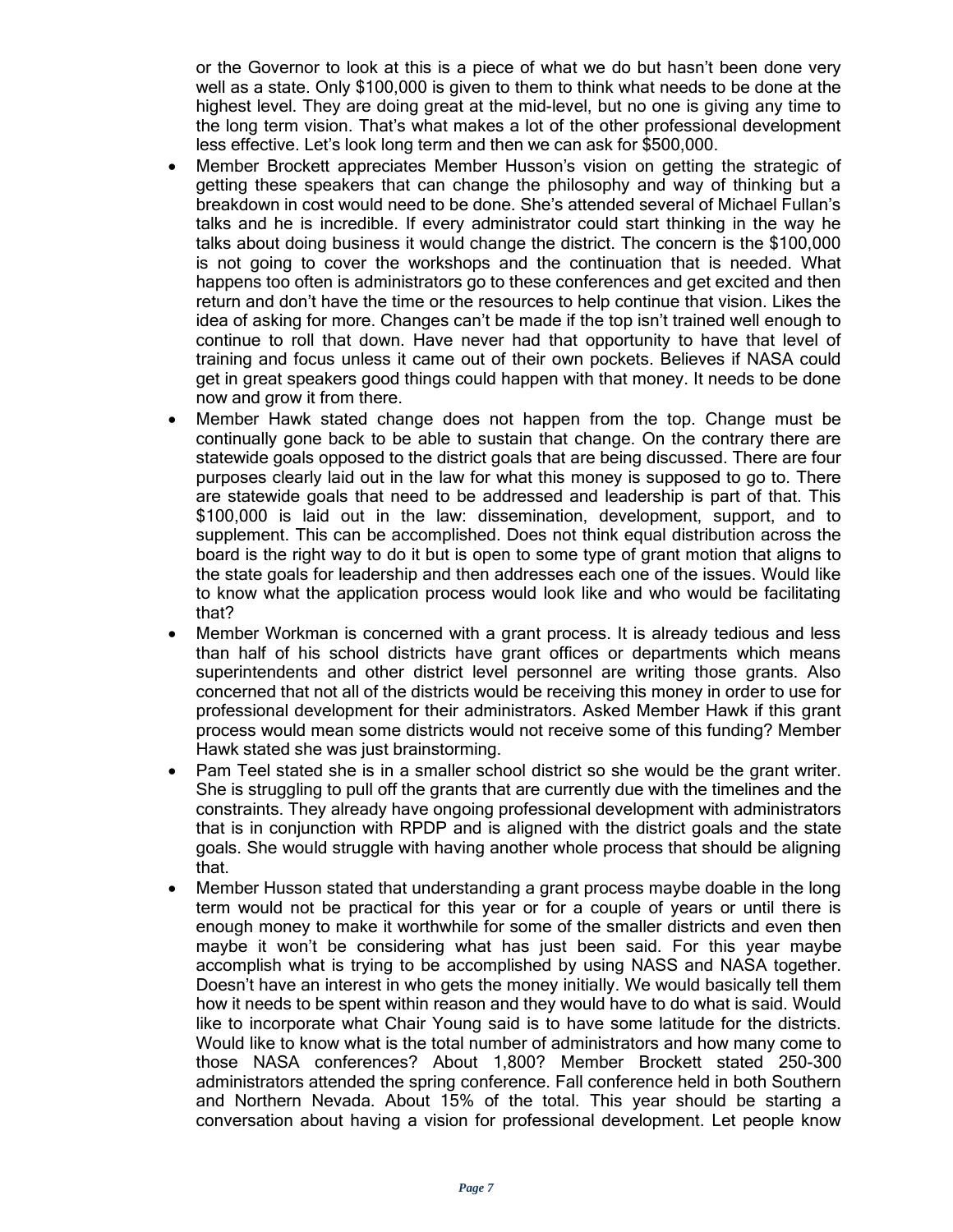or the Governor to look at this is a piece of what we do but hasn't been done very well as a state. Only $100,000 is given to them to think what needs to be done at the highest level. They are doing great at the mid-level, but no one is giving any time to the long term vision. That's what makes a lot of the other professional development less effective. Let's look long term and then we can ask for $500,000.

- Member Brockett appreciates Member Husson's vision on getting the strategic of getting these speakers that can change the philosophy and way of thinking but a breakdown in cost would need to be done. She's attended several of Michael Fullan's talks and he is incredible. If every administrator could start thinking in the way he talks about doing business it would change the district. The concern is the $100,000 is not going to cover the workshops and the continuation that is needed. What happens too often is administrators go to these conferences and get excited and then return and don't have the time or the resources to help continue that vision. Likes the idea of asking for more. Changes can't be made if the top isn't trained well enough to continue to roll that down. Have never had that opportunity to have that level of training and focus unless it came out of their own pockets. Believes if NASA could get in great speakers good things could happen with that money. It needs to be done now and grow it from there.
- Member Hawk stated change does not happen from the top. Change must be continually gone back to be able to sustain that change. On the contrary there are statewide goals opposed to the district goals that are being discussed. There are four purposes clearly laid out in the law for what this money is supposed to go to. There are statewide goals that need to be addressed and leadership is part of that. This $100,000 is laid out in the law: dissemination, development, support, and to supplement. This can be accomplished. Does not think equal distribution across the board is the right way to do it but is open to some type of grant motion that aligns to the state goals for leadership and then addresses each one of the issues. Would like to know what the application process would look like and who would be facilitating that?
- Member Workman is concerned with a grant process. It is already tedious and less than half of his school districts have grant offices or departments which means superintendents and other district level personnel are writing those grants. Also concerned that not all of the districts would be receiving this money in order to use for professional development for their administrators. Asked Member Hawk if this grant process would mean some districts would not receive some of this funding? Member Hawk stated she was just brainstorming.
- Pam Teel stated she is in a smaller school district so she would be the grant writer. She is struggling to pull off the grants that are currently due with the timelines and the constraints. They already have ongoing professional development with administrators that is in conjunction with RPDP and is aligned with the district goals and the state goals. She would struggle with having another whole process that should be aligning that.
- Member Husson stated that understanding a grant process maybe doable in the long term would not be practical for this year or for a couple of years or until there is enough money to make it worthwhile for some of the smaller districts and even then maybe it won't be considering what has just been said. For this year maybe accomplish what is trying to be accomplished by using NASS and NASA together. Doesn't have an interest in who gets the money initially. We would basically tell them how it needs to be spent within reason and they would have to do what is said. Would like to incorporate what Chair Young said is to have some latitude for the districts. Would like to know what is the total number of administrators and how many come to those NASA conferences? About 1,800? Member Brockett stated 250-300 administrators attended the spring conference. Fall conference held in both Southern and Northern Nevada. About 15% of the total. This year should be starting a conversation about having a vision for professional development. Let people know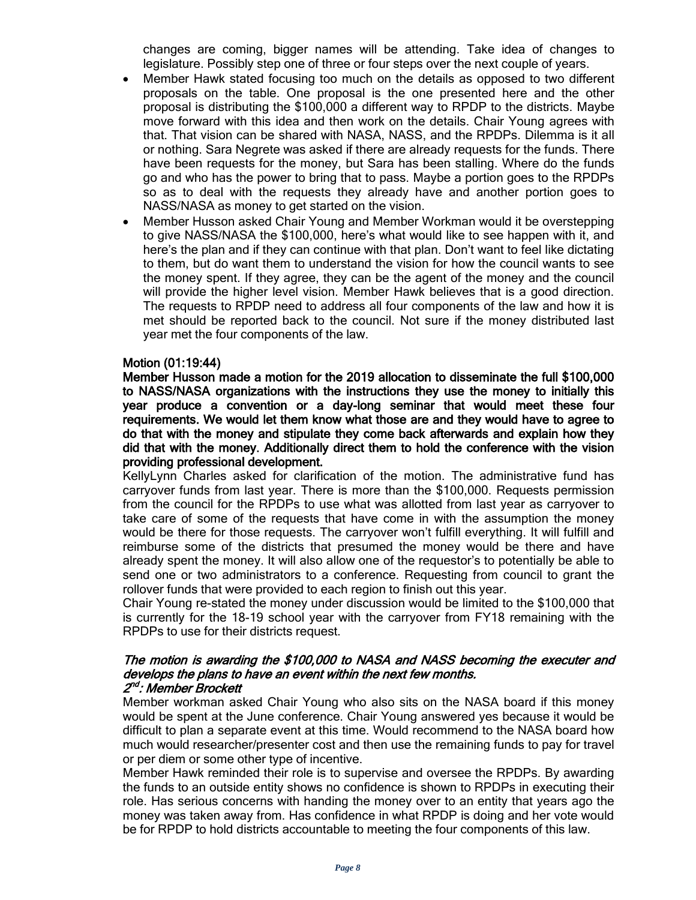changes are coming, bigger names will be attending. Take idea of changes to legislature. Possibly step one of three or four steps over the next couple of years.

- Member Hawk stated focusing too much on the details as opposed to two different proposals on the table. One proposal is the one presented here and the other proposal is distributing the $100,000 a different way to RPDP to the districts. Maybe move forward with this idea and then work on the details. Chair Young agrees with that. That vision can be shared with NASA, NASS, and the RPDPs. Dilemma is it all or nothing. Sara Negrete was asked if there are already requests for the funds. There have been requests for the money, but Sara has been stalling. Where do the funds go and who has the power to bring that to pass. Maybe a portion goes to the RPDPs so as to deal with the requests they already have and another portion goes to NASS/NASA as money to get started on the vision.
- Member Husson asked Chair Young and Member Workman would it be overstepping to give NASS/NASA the $100,000, here's what would like to see happen with it, and here's the plan and if they can continue with that plan. Don't want to feel like dictating to them, but do want them to understand the vision for how the council wants to see the money spent. If they agree, they can be the agent of the money and the council will provide the higher level vision. Member Hawk believes that is a good direction. The requests to RPDP need to address all four components of the law and how it is met should be reported back to the council. Not sure if the money distributed last year met the four components of the law.

**Motion (01:19:44)**

**Member Husson made a motion for the 2019 allocation to disseminate the full $100,000 to NASS/NASA organizations with the instructions they use the money to initially this year produce a convention or a day-long seminar that would meet these four requirements. We would let them know what those are and they would have to agree to do that with the money and stipulate they come back afterwards and explain how they did that with the money. Additionally direct them to hold the conference with the vision providing professional development.**

KellyLynn Charles asked for clarification of the motion. The administrative fund has carryover funds from last year. There is more than the $100,000. Requests permission from the council for the RPDPs to use what was allotted from last year as carryover to take care of some of the requests that have come in with the assumption the money would be there for those requests. The carryover won't fulfill everything. It will fulfill and reimburse some of the districts that presumed the money would be there and have already spent the money. It will also allow one of the requestor's to potentially be able to send one or two administrators to a conference. Requesting from council to grant the rollover funds that were provided to each region to finish out this year.

Chair Young re-stated the money under discussion would be limited to the $100,000 that is currently for the 18-19 school year with the carryover from FY18 remaining with the RPDPs to use for their districts request.

***The motion is awarding the $100,000 to NASA and NASS becoming the executer and develops the plans to have an event within the next few months.***
***2nd: Member Brockett***

Member workman asked Chair Young who also sits on the NASA board if this money would be spent at the June conference. Chair Young answered yes because it would be difficult to plan a separate event at this time. Would recommend to the NASA board how much would researcher/presenter cost and then use the remaining funds to pay for travel or per diem or some other type of incentive.

Member Hawk reminded their role is to supervise and oversee the RPDPs. By awarding the funds to an outside entity shows no confidence is shown to RPDPs in executing their role. Has serious concerns with handing the money over to an entity that years ago the money was taken away from. Has confidence in what RPDP is doing and her vote would be for RPDP to hold districts accountable to meeting the four components of this law.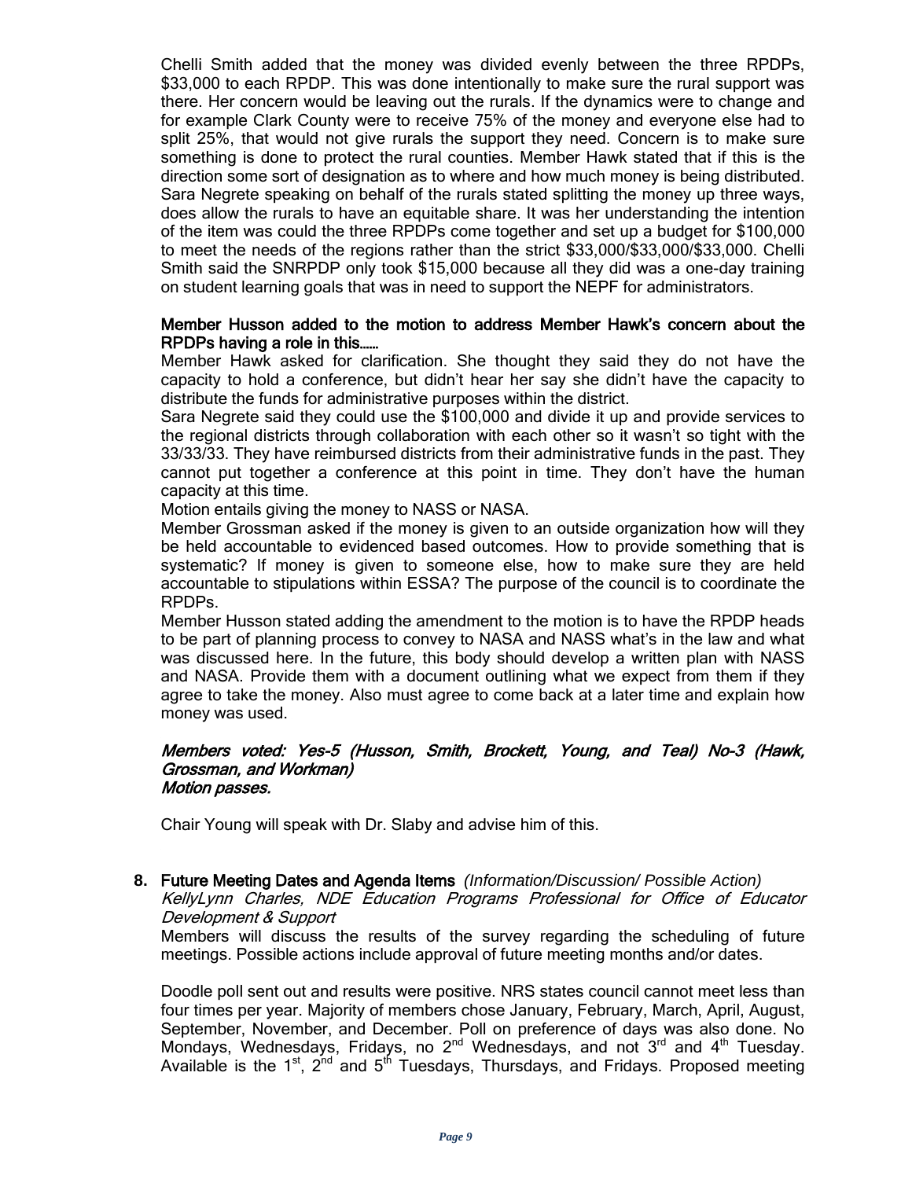Chelli Smith added that the money was divided evenly between the three RPDPs, $33,000 to each RPDP. This was done intentionally to make sure the rural support was there. Her concern would be leaving out the rurals. If the dynamics were to change and for example Clark County were to receive 75% of the money and everyone else had to split 25%, that would not give rurals the support they need. Concern is to make sure something is done to protect the rural counties. Member Hawk stated that if this is the direction some sort of designation as to where and how much money is being distributed. Sara Negrete speaking on behalf of the rurals stated splitting the money up three ways, does allow the rurals to have an equitable share. It was her understanding the intention of the item was could the three RPDPs come together and set up a budget for $100,000 to meet the needs of the regions rather than the strict $33,000/$33,000/$33,000. Chelli Smith said the SNRPDP only took $15,000 because all they did was a one-day training on student learning goals that was in need to support the NEPF for administrators.

**Member Husson added to the motion to address Member Hawk's concern about the RPDPs having a role in this……**

Member Hawk asked for clarification. She thought they said they do not have the capacity to hold a conference, but didn't hear her say she didn't have the capacity to distribute the funds for administrative purposes within the district.

Sara Negrete said they could use the $100,000 and divide it up and provide services to the regional districts through collaboration with each other so it wasn't so tight with the 33/33/33. They have reimbursed districts from their administrative funds in the past. They cannot put together a conference at this point in time. They don't have the human capacity at this time.

Motion entails giving the money to NASS or NASA.

Member Grossman asked if the money is given to an outside organization how will they be held accountable to evidenced based outcomes. How to provide something that is systematic? If money is given to someone else, how to make sure they are held accountable to stipulations within ESSA? The purpose of the council is to coordinate the RPDPs.

Member Husson stated adding the amendment to the motion is to have the RPDP heads to be part of planning process to convey to NASA and NASS what's in the law and what was discussed here. In the future, this body should develop a written plan with NASS and NASA. Provide them with a document outlining what we expect from them if they agree to take the money. Also must agree to come back at a later time and explain how money was used.

***Members voted: Yes-5 (Husson, Smith, Brockett, Young, and Teal) No-3 (Hawk, Grossman, and Workman)***
***Motion passes.***

Chair Young will speak with Dr. Slaby and advise him of this.

**8. Future Meeting Dates and Agenda Items** *(Information/Discussion/ Possible Action)*
*KellyLynn Charles, NDE Education Programs Professional for Office of Educator Development & Support*
Members will discuss the results of the survey regarding the scheduling of future meetings. Possible actions include approval of future meeting months and/or dates.

Doodle poll sent out and results were positive. NRS states council cannot meet less than four times per year. Majority of members chose January, February, March, April, August, September, November, and December. Poll on preference of days was also done. No Mondays, Wednesdays, Fridays, no 2nd Wednesdays, and not 3rd and 4th Tuesday. Available is the 1st, 2nd and 5th Tuesdays, Thursdays, and Fridays. Proposed meeting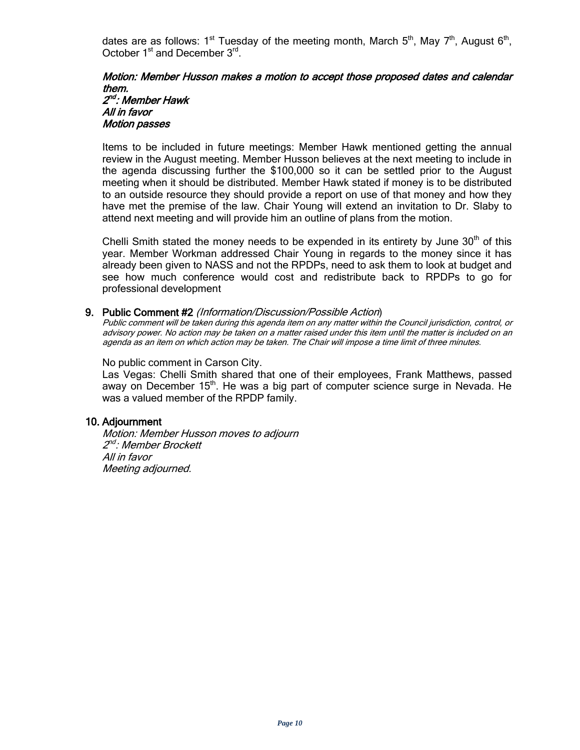dates are as follows: 1st Tuesday of the meeting month, March 5th, May 7th, August 6th, October 1st and December 3rd.

***Motion: Member Husson makes a motion to accept those proposed dates and calendar them.***
***2nd: Member Hawk***
***All in favor***
***Motion passes***

Items to be included in future meetings: Member Hawk mentioned getting the annual review in the August meeting. Member Husson believes at the next meeting to include in the agenda discussing further the $100,000 so it can be settled prior to the August meeting when it should be distributed. Member Hawk stated if money is to be distributed to an outside resource they should provide a report on use of that money and how they have met the premise of the law. Chair Young will extend an invitation to Dr. Slaby to attend next meeting and will provide him an outline of plans from the motion.

Chelli Smith stated the money needs to be expended in its entirety by June 30th of this year. Member Workman addressed Chair Young in regards to the money since it has already been given to NASS and not the RPDPs, need to ask them to look at budget and see how much conference would cost and redistribute back to RPDPs to go for professional development

## 9. Public Comment #2 *(Information/Discussion/Possible Action)*

*Public comment will be taken during this agenda item on any matter within the Council jurisdiction, control, or advisory power. No action may be taken on a matter raised under this item until the matter is included on an agenda as an item on which action may be taken. The Chair will impose a time limit of three minutes.*

No public comment in Carson City.
Las Vegas: Chelli Smith shared that one of their employees, Frank Matthews, passed away on December 15th. He was a big part of computer science surge in Nevada. He was a valued member of the RPDP family.

## 10. Adjournment

*Motion: Member Husson moves to adjourn*
*2nd: Member Brockett*
*All in favor*
*Meeting adjourned.*